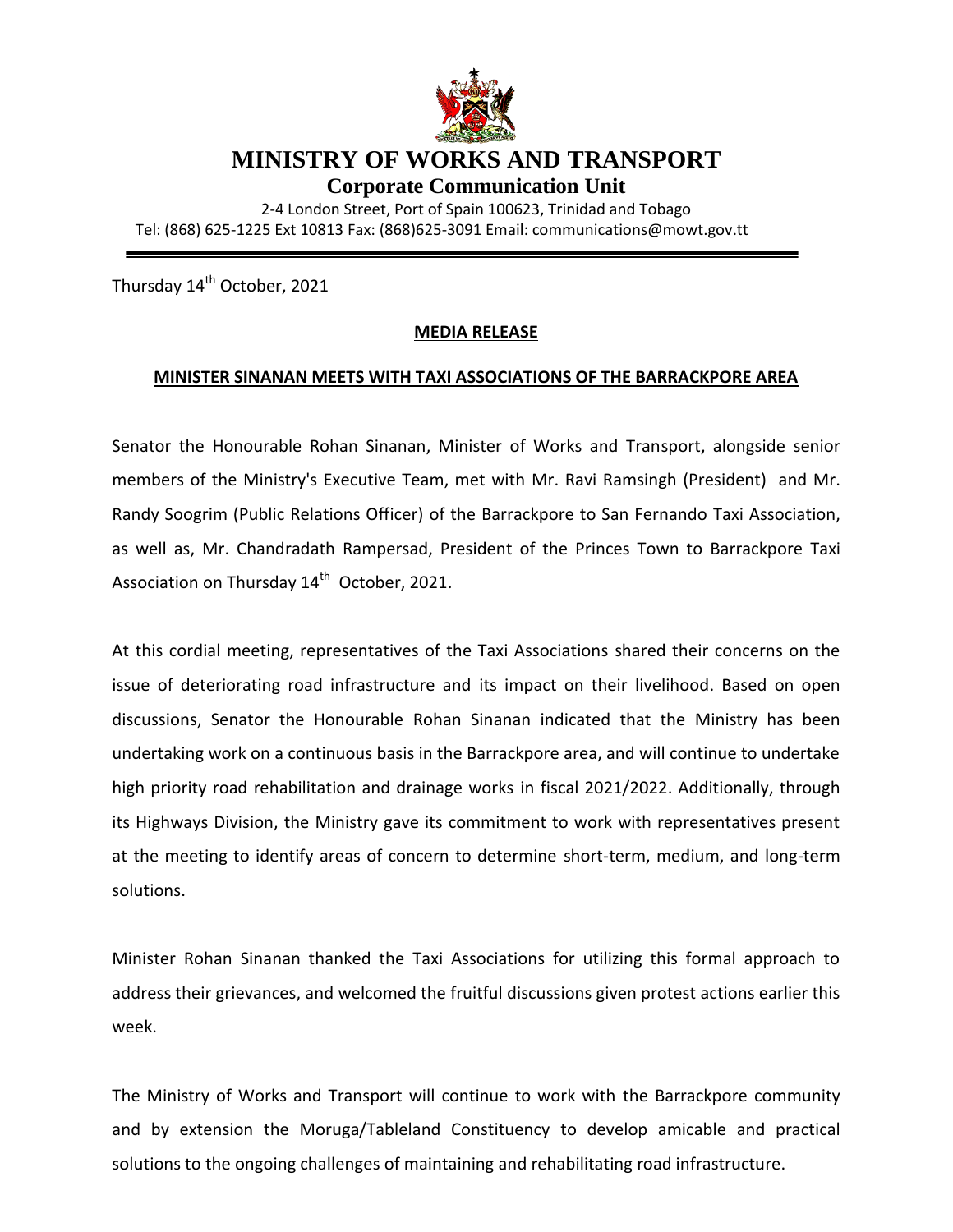# MINISTRY OF WORKS AND TRANSPORT

## Corporate Communication Unit

2-4 London Street, Port of Spain 100623, Trinidad and Tobago
Tel: (868) 625-1225 Ext 10813 Fax: (868)625-3091 Email: communications@mowt.gov.tt

---

Thursday 14th October, 2021

**MEDIA RELEASE**

**MINISTER SINANAN MEETS WITH TAXI ASSOCIATIONS OF THE BARRACKPORE AREA**

Senator the Honourable Rohan Sinanan, Minister of Works and Transport, alongside senior members of the Ministry's Executive Team, met with Mr. Ravi Ramsingh (President) and Mr. Randy Soogrim (Public Relations Officer) of the Barrackpore to San Fernando Taxi Association, as well as, Mr. Chandradath Rampersad, President of the Princes Town to Barrackpore Taxi Association on Thursday 14th October, 2021.

At this cordial meeting, representatives of the Taxi Associations shared their concerns on the issue of deteriorating road infrastructure and its impact on their livelihood. Based on open discussions, Senator the Honourable Rohan Sinanan indicated that the Ministry has been undertaking work on a continuous basis in the Barrackpore area, and will continue to undertake high priority road rehabilitation and drainage works in fiscal 2021/2022. Additionally, through its Highways Division, the Ministry gave its commitment to work with representatives present at the meeting to identify areas of concern to determine short-term, medium, and long-term solutions.

Minister Rohan Sinanan thanked the Taxi Associations for utilizing this formal approach to address their grievances, and welcomed the fruitful discussions given protest actions earlier this week.

The Ministry of Works and Transport will continue to work with the Barrackpore community and by extension the Moruga/Tableland Constituency to develop amicable and practical solutions to the ongoing challenges of maintaining and rehabilitating road infrastructure.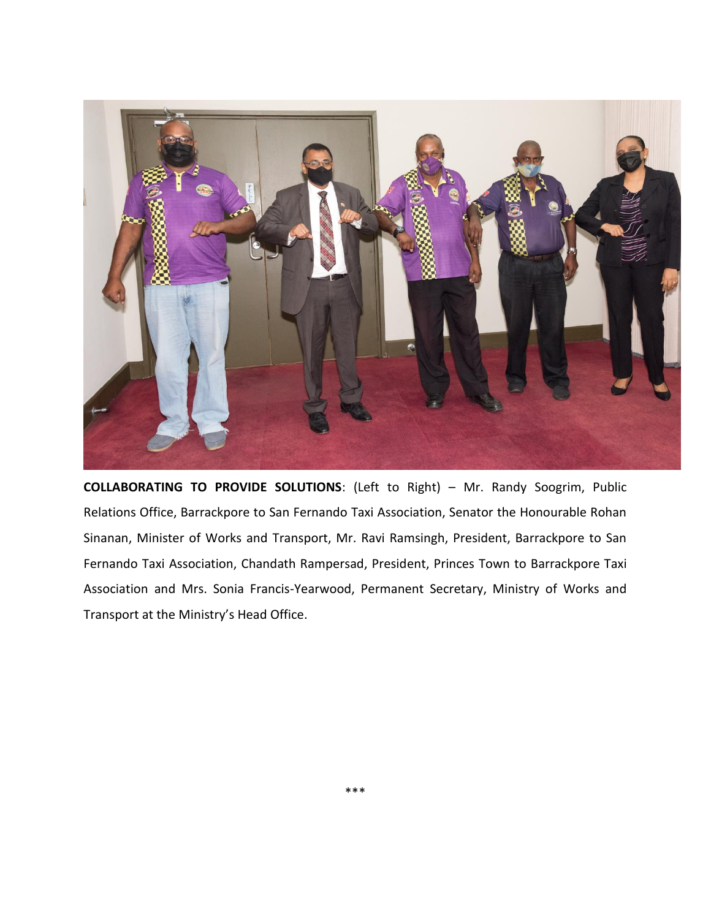**COLLABORATING TO PROVIDE SOLUTIONS**: (Left to Right) – Mr. Randy Soogrim, Public Relations Office, Barrackpore to San Fernando Taxi Association, Senator the Honourable Rohan Sinanan, Minister of Works and Transport, Mr. Ravi Ramsingh, President, Barrackpore to San Fernando Taxi Association, Chandath Rampersad, President, Princes Town to Barrackpore Taxi Association and Mrs. Sonia Francis-Yearwood, Permanent Secretary, Ministry of Works and Transport at the Ministry's Head Office.

***